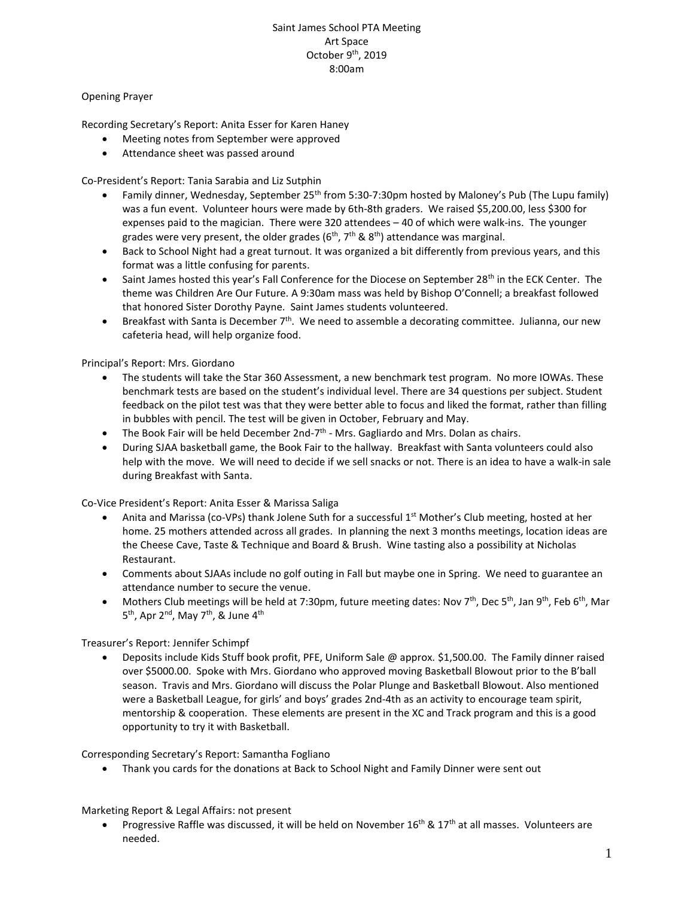Saint James School PTA Meeting
Art Space
October 9th, 2019
8:00am

Opening Prayer

Recording Secretary's Report: Anita Esser for Karen Haney

- Meeting notes from September were approved
- Attendance sheet was passed around

Co-President's Report: Tania Sarabia and Liz Sutphin

- Family dinner, Wednesday, September 25th from 5:30-7:30pm hosted by Maloney's Pub (The Lupu family) was a fun event. Volunteer hours were made by 6th-8th graders. We raised $5,200.00, less $300 for expenses paid to the magician. There were 320 attendees – 40 of which were walk-ins. The younger grades were very present, the older grades (6th, 7th & 8th) attendance was marginal.
- Back to School Night had a great turnout. It was organized a bit differently from previous years, and this format was a little confusing for parents.
- Saint James hosted this year's Fall Conference for the Diocese on September 28th in the ECK Center. The theme was Children Are Our Future. A 9:30am mass was held by Bishop O'Connell; a breakfast followed that honored Sister Dorothy Payne. Saint James students volunteered.
- Breakfast with Santa is December 7th. We need to assemble a decorating committee. Julianna, our new cafeteria head, will help organize food.

Principal's Report: Mrs. Giordano

- The students will take the Star 360 Assessment, a new benchmark test program. No more IOWAs. These benchmark tests are based on the student's individual level. There are 34 questions per subject. Student feedback on the pilot test was that they were better able to focus and liked the format, rather than filling in bubbles with pencil. The test will be given in October, February and May.
- The Book Fair will be held December 2nd-7th - Mrs. Gagliardo and Mrs. Dolan as chairs.
- During SJAA basketball game, the Book Fair to the hallway. Breakfast with Santa volunteers could also help with the move. We will need to decide if we sell snacks or not. There is an idea to have a walk-in sale during Breakfast with Santa.

Co-Vice President's Report: Anita Esser & Marissa Saliga

- Anita and Marissa (co-VPs) thank Jolene Suth for a successful 1st Mother's Club meeting, hosted at her home. 25 mothers attended across all grades. In planning the next 3 months meetings, location ideas are the Cheese Cave, Taste & Technique and Board & Brush. Wine tasting also a possibility at Nicholas Restaurant.
- Comments about SJAAs include no golf outing in Fall but maybe one in Spring. We need to guarantee an attendance number to secure the venue.
- Mothers Club meetings will be held at 7:30pm, future meeting dates: Nov 7th, Dec 5th, Jan 9th, Feb 6th, Mar 5th, Apr 2nd, May 7th, & June 4th

Treasurer's Report: Jennifer Schimpf

- Deposits include Kids Stuff book profit, PFE, Uniform Sale @ approx. $1,500.00. The Family dinner raised over $5000.00. Spoke with Mrs. Giordano who approved moving Basketball Blowout prior to the B'ball season. Travis and Mrs. Giordano will discuss the Polar Plunge and Basketball Blowout. Also mentioned were a Basketball League, for girls' and boys' grades 2nd-4th as an activity to encourage team spirit, mentorship & cooperation. These elements are present in the XC and Track program and this is a good opportunity to try it with Basketball.

Corresponding Secretary's Report: Samantha Fogliano

- Thank you cards for the donations at Back to School Night and Family Dinner were sent out

Marketing Report & Legal Affairs: not present

- Progressive Raffle was discussed, it will be held on November 16th & 17th at all masses. Volunteers are needed.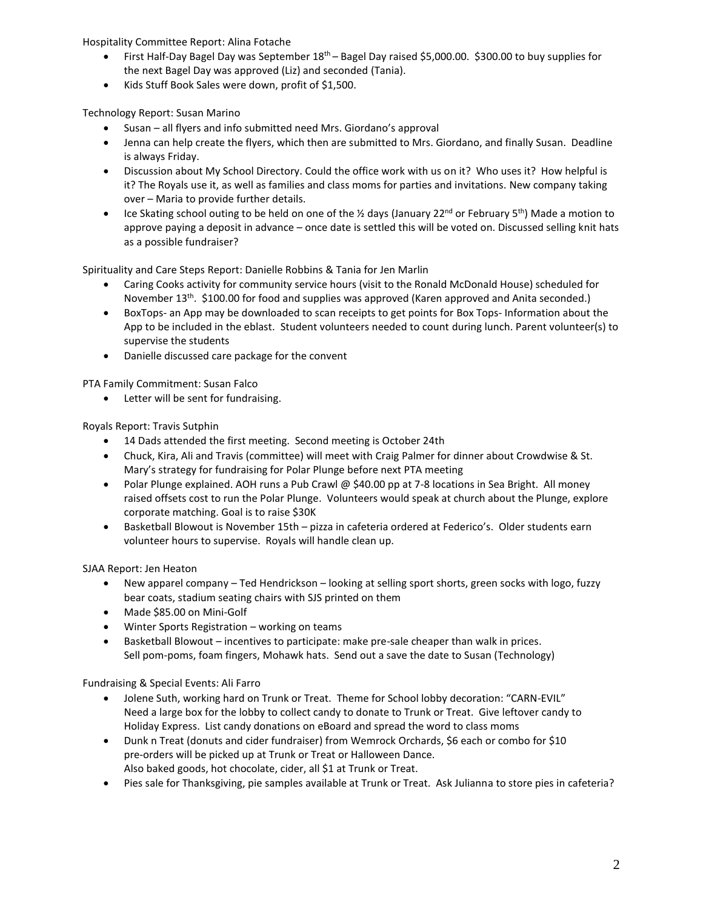Hospitality Committee Report: Alina Fotache

- First Half-Day Bagel Day was September 18th – Bagel Day raised $5,000.00. $300.00 to buy supplies for the next Bagel Day was approved (Liz) and seconded (Tania).
- Kids Stuff Book Sales were down, profit of $1,500.

Technology Report: Susan Marino

- Susan – all flyers and info submitted need Mrs. Giordano's approval
- Jenna can help create the flyers, which then are submitted to Mrs. Giordano, and finally Susan. Deadline is always Friday.
- Discussion about My School Directory. Could the office work with us on it? Who uses it? How helpful is it? The Royals use it, as well as families and class moms for parties and invitations. New company taking over – Maria to provide further details.
- Ice Skating school outing to be held on one of the ½ days (January 22nd or February 5th) Made a motion to approve paying a deposit in advance – once date is settled this will be voted on. Discussed selling knit hats as a possible fundraiser?

Spirituality and Care Steps Report: Danielle Robbins & Tania for Jen Marlin

- Caring Cooks activity for community service hours (visit to the Ronald McDonald House) scheduled for November 13th. $100.00 for food and supplies was approved (Karen approved and Anita seconded.)
- BoxTops- an App may be downloaded to scan receipts to get points for Box Tops- Information about the App to be included in the eblast. Student volunteers needed to count during lunch. Parent volunteer(s) to supervise the students
- Danielle discussed care package for the convent

PTA Family Commitment: Susan Falco

- Letter will be sent for fundraising.

Royals Report: Travis Sutphin

- 14 Dads attended the first meeting. Second meeting is October 24th
- Chuck, Kira, Ali and Travis (committee) will meet with Craig Palmer for dinner about Crowdwise & St. Mary's strategy for fundraising for Polar Plunge before next PTA meeting
- Polar Plunge explained. AOH runs a Pub Crawl @ $40.00 pp at 7-8 locations in Sea Bright. All money raised offsets cost to run the Polar Plunge. Volunteers would speak at church about the Plunge, explore corporate matching. Goal is to raise $30K
- Basketball Blowout is November 15th – pizza in cafeteria ordered at Federico's. Older students earn volunteer hours to supervise. Royals will handle clean up.

SJAA Report: Jen Heaton

- New apparel company – Ted Hendrickson – looking at selling sport shorts, green socks with logo, fuzzy bear coats, stadium seating chairs with SJS printed on them
- Made $85.00 on Mini-Golf
- Winter Sports Registration – working on teams
- Basketball Blowout – incentives to participate: make pre-sale cheaper than walk in prices. Sell pom-poms, foam fingers, Mohawk hats. Send out a save the date to Susan (Technology)

Fundraising & Special Events: Ali Farro

- Jolene Suth, working hard on Trunk or Treat. Theme for School lobby decoration: "CARN-EVIL" Need a large box for the lobby to collect candy to donate to Trunk or Treat. Give leftover candy to Holiday Express. List candy donations on eBoard and spread the word to class moms
- Dunk n Treat (donuts and cider fundraiser) from Wemrock Orchards, $6 each or combo for $10 pre-orders will be picked up at Trunk or Treat or Halloween Dance. Also baked goods, hot chocolate, cider, all $1 at Trunk or Treat.
- Pies sale for Thanksgiving, pie samples available at Trunk or Treat. Ask Julianna to store pies in cafeteria?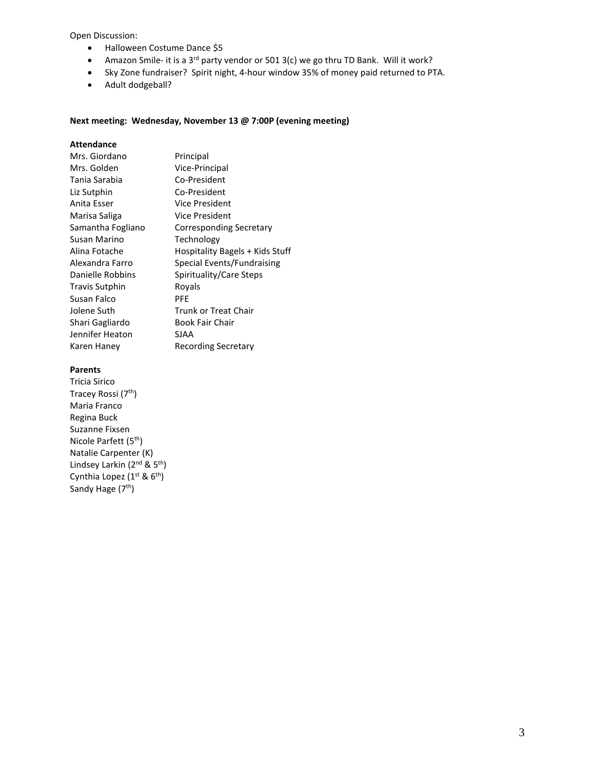Open Discussion:

- Halloween Costume Dance $5
- Amazon Smile- it is a 3rd party vendor or 501 3(c) we go thru TD Bank. Will it work?
- Sky Zone fundraiser? Spirit night, 4-hour window 35% of money paid returned to PTA.
- Adult dodgeball?

**Next meeting: Wednesday, November 13 @ 7:00P (evening meeting)**

**Attendance**

| | |
|---|---|
| Mrs. Giordano | Principal |
| Mrs. Golden | Vice-Principal |
| Tania Sarabia | Co-President |
| Liz Sutphin | Co-President |
| Anita Esser | Vice President |
| Marisa Saliga | Vice President |
| Samantha Fogliano | Corresponding Secretary |
| Susan Marino | Technology |
| Alina Fotache | Hospitality Bagels + Kids Stuff |
| Alexandra Farro | Special Events/Fundraising |
| Danielle Robbins | Spirituality/Care Steps |
| Travis Sutphin | Royals |
| Susan Falco | PFE |
| Jolene Suth | Trunk or Treat Chair |
| Shari Gagliardo | Book Fair Chair |
| Jennifer Heaton | SJAA |
| Karen Haney | Recording Secretary |

**Parents**

Tricia Sirico
Tracey Rossi (7th)
Maria Franco
Regina Buck
Suzanne Fixsen
Nicole Parfett (5th)
Natalie Carpenter (K)
Lindsey Larkin (2nd & 5th)
Cynthia Lopez (1st & 6th)
Sandy Hage (7th)